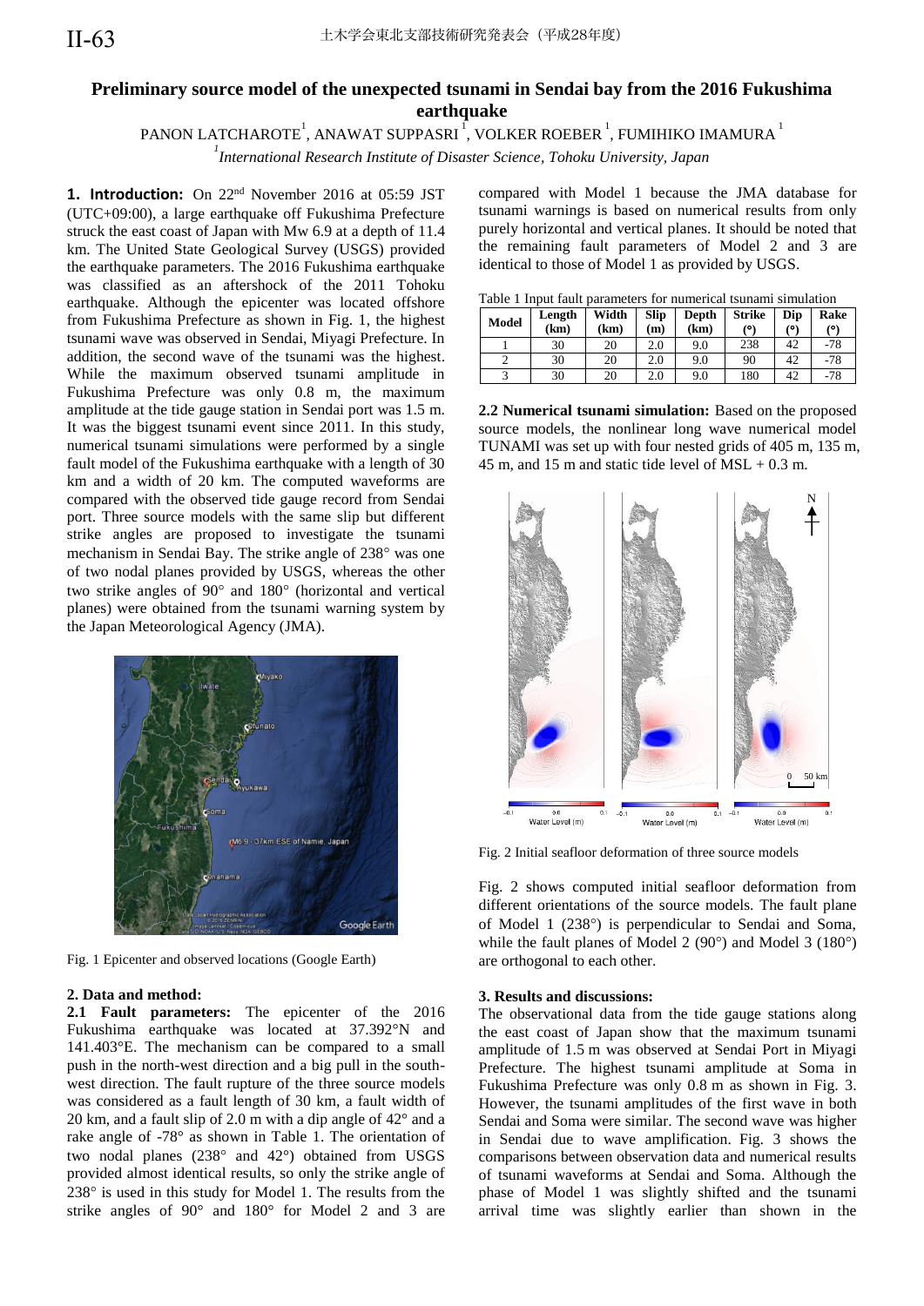# Preliminary source model of the unexpected tsunami in Sendai bay from the 2016 Fukushima earthquake

PANON LATCHAROTE[1], ANAWAT SUPPASRI[1], VOLKER ROEBER[1], FUMIHIKO IMAMURA[1]

[1]*International Research Institute of Disaster Science, Tohoku University, Japan*

**1. Introduction:** On 22nd November 2016 at 05:59 JST (UTC+09:00), a large earthquake off Fukushima Prefecture struck the east coast of Japan with Mw 6.9 at a depth of 11.4 km. The United State Geological Survey (USGS) provided the earthquake parameters. The 2016 Fukushima earthquake was classified as an aftershock of the 2011 Tohoku earthquake. Although the epicenter was located offshore from Fukushima Prefecture as shown in Fig. 1, the highest tsunami wave was observed in Sendai, Miyagi Prefecture. In addition, the second wave of the tsunami was the highest. While the maximum observed tsunami amplitude in Fukushima Prefecture was only 0.8 m, the maximum amplitude at the tide gauge station in Sendai port was 1.5 m. It was the biggest tsunami event since 2011. In this study, numerical tsunami simulations were performed by a single fault model of the Fukushima earthquake with a length of 30 km and a width of 20 km. The computed waveforms are compared with the observed tide gauge record from Sendai port. Three source models with the same slip but different strike angles are proposed to investigate the tsunami mechanism in Sendai Bay. The strike angle of 238° was one of two nodal planes provided by USGS, whereas the other two strike angles of 90° and 180° (horizontal and vertical planes) were obtained from the tsunami warning system by the Japan Meteorological Agency (JMA).

Fig. 1 Epicenter and observed locations (Google Earth)

## 2. Data and method:

**2.1 Fault parameters:** The epicenter of the 2016 Fukushima earthquake was located at 37.392°N and 141.403°E. The mechanism can be compared to a small push in the north-west direction and a big pull in the south-west direction. The fault rupture of the three source models was considered as a fault length of 30 km, a fault width of 20 km, and a fault slip of 2.0 m with a dip angle of 42° and a rake angle of -78° as shown in Table 1. The orientation of two nodal planes (238° and 42°) obtained from USGS provided almost identical results, so only the strike angle of 238° is used in this study for Model 1. The results from the strike angles of 90° and 180° for Model 2 and 3 are compared with Model 1 because the JMA database for tsunami warnings is based on numerical results from only purely horizontal and vertical planes. It should be noted that the remaining fault parameters of Model 2 and 3 are identical to those of Model 1 as provided by USGS.

Table 1 Input fault parameters for numerical tsunami simulation

| Model | Length (km) | Width (km) | Slip (m) | Depth (km) | Strike (°) | Dip (°) | Rake (°) |
|---|---|---|---|---|---|---|---|
| 1 | 30 | 20 | 2.0 | 9.0 | 238 | 42 | -78 |
| 2 | 30 | 20 | 2.0 | 9.0 | 90 | 42 | -78 |
| 3 | 30 | 20 | 2.0 | 9.0 | 180 | 42 | -78 |

**2.2 Numerical tsunami simulation:** Based on the proposed source models, the nonlinear long wave numerical model TUNAMI was set up with four nested grids of 405 m, 135 m, 45 m, and 15 m and static tide level of MSL + 0.3 m.

Fig. 2 Initial seafloor deformation of three source models

Fig. 2 shows computed initial seafloor deformation from different orientations of the source models. The fault plane of Model 1 (238°) is perpendicular to Sendai and Soma, while the fault planes of Model 2 (90°) and Model 3 (180°) are orthogonal to each other.

## 3. Results and discussions:

The observational data from the tide gauge stations along the east coast of Japan show that the maximum tsunami amplitude of 1.5 m was observed at Sendai Port in Miyagi Prefecture. The highest tsunami amplitude at Soma in Fukushima Prefecture was only 0.8 m as shown in Fig. 3. However, the tsunami amplitudes of the first wave in both Sendai and Soma were similar. The second wave was higher in Sendai due to wave amplification. Fig. 3 shows the comparisons between observation data and numerical results of tsunami waveforms at Sendai and Soma. Although the phase of Model 1 was slightly shifted and the tsunami arrival time was slightly earlier than shown in the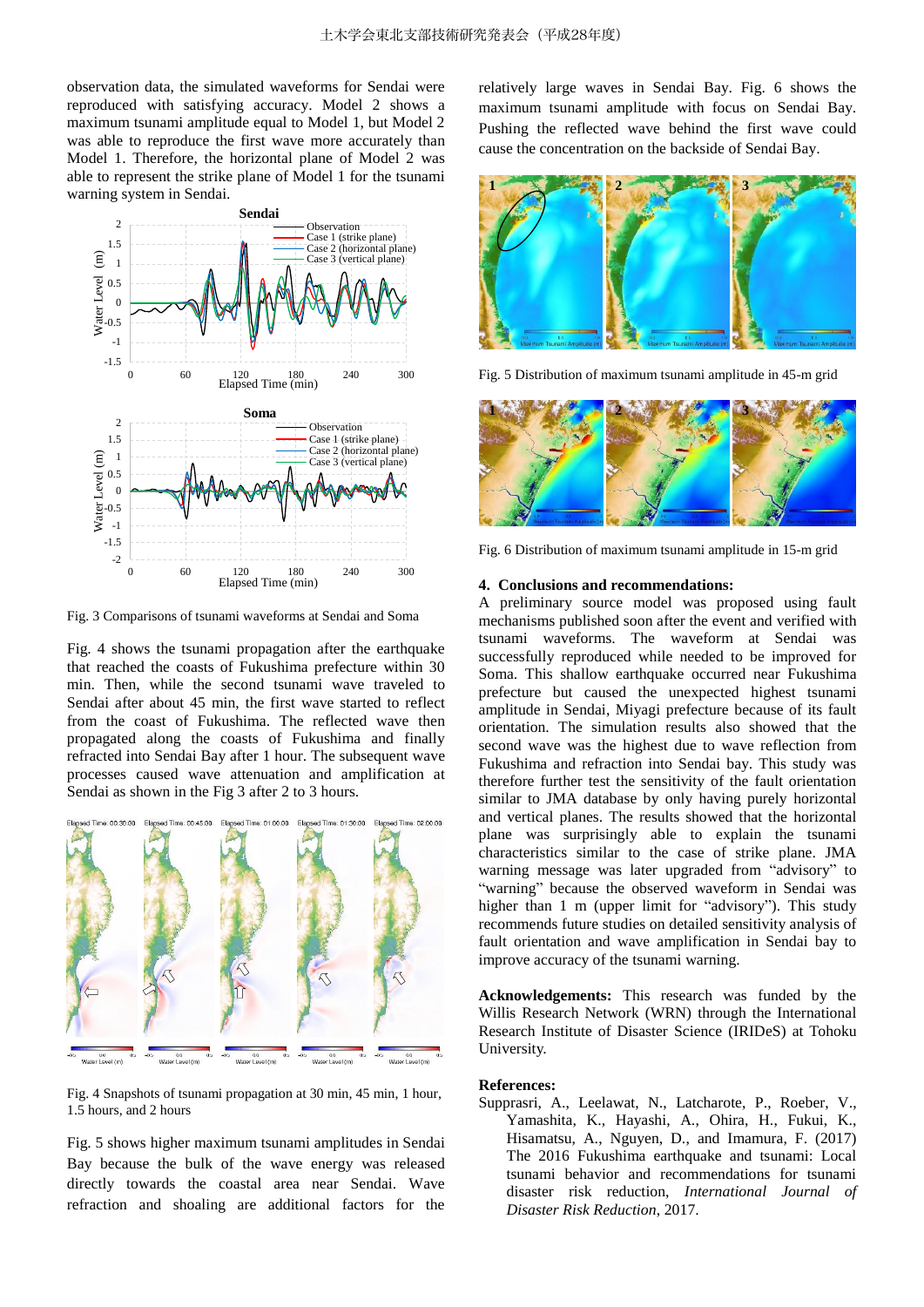observation data, the simulated waveforms for Sendai were reproduced with satisfying accuracy. Model 2 shows a maximum tsunami amplitude equal to Model 1, but Model 2 was able to reproduce the first wave more accurately than Model 1. Therefore, the horizontal plane of Model 2 was able to represent the strike plane of Model 1 for the tsunami warning system in Sendai.

Sendai

Observation
Case 1 (strike plane)
Case 2 (horizontal plane)
Case 3 (vertical plane)

Water Level (m)

2
1.5
1
0.5
0
-0.5
-1
-1.5

0 60 120 180 240 300

Elapsed Time (min)

Soma

Observation
Case 1 (strike plane)
Case 2 (horizontal plane)
Case 3 (vertical plane)

Water Level (m)

2
1.5
1
0.5
0
-0.5
-1
-1.5
-2

0 60 120 180 240 300

Elapsed Time (min)

Fig. 3 Comparisons of tsunami waveforms at Sendai and Soma

Fig. 4 shows the tsunami propagation after the earthquake that reached the coasts of Fukushima prefecture within 30 min. Then, while the second tsunami wave traveled to Sendai after about 45 min, the first wave started to reflect from the coast of Fukushima. The reflected wave then propagated along the coasts of Fukushima and finally refracted into Sendai Bay after 1 hour. The subsequent wave processes caused wave attenuation and amplification at Sendai as shown in the Fig 3 after 2 to 3 hours.

Elapsed Time: 00:30:00 Elapsed Time: 00:45:00 Elapsed Time: 01:00:00 Elapsed Time: 01:30:00 Elapsed Time: 02:00:00

Water Level (m)

Fig. 4 Snapshots of tsunami propagation at 30 min, 45 min, 1 hour, 1.5 hours, and 2 hours

Fig. 5 shows higher maximum tsunami amplitudes in Sendai Bay because the bulk of the wave energy was released directly towards the coastal area near Sendai. Wave refraction and shoaling are additional factors for the relatively large waves in Sendai Bay. Fig. 6 shows the maximum tsunami amplitude with focus on Sendai Bay. Pushing the reflected wave behind the first wave could cause the concentration on the backside of Sendai Bay.

1 2 3

Maximum Tsunami Amplitude (m)

Fig. 5 Distribution of maximum tsunami amplitude in 45-m grid

1 2 3

Maximum Tsunami Amplitude (m)

Fig. 6 Distribution of maximum tsunami amplitude in 15-m grid

## 4. Conclusions and recommendations:

A preliminary source model was proposed using fault mechanisms published soon after the event and verified with tsunami waveforms. The waveform at Sendai was successfully reproduced while needed to be improved for Soma. This shallow earthquake occurred near Fukushima prefecture but caused the unexpected highest tsunami amplitude in Sendai, Miyagi prefecture because of its fault orientation. The simulation results also showed that the second wave was the highest due to wave reflection from Fukushima and refraction into Sendai bay. This study was therefore further test the sensitivity of the fault orientation similar to JMA database by only having purely horizontal and vertical planes. The results showed that the horizontal plane was surprisingly able to explain the tsunami characteristics similar to the case of strike plane. JMA warning message was later upgraded from "advisory" to "warning" because the observed waveform in Sendai was higher than 1 m (upper limit for "advisory"). This study recommends future studies on detailed sensitivity analysis of fault orientation and wave amplification in Sendai bay to improve accuracy of the tsunami warning.

**Acknowledgements:** This research was funded by the Willis Research Network (WRN) through the International Research Institute of Disaster Science (IRIDeS) at Tohoku University.

**References:**

Supprasri, A., Leelawat, N., Latcharote, P., Roeber, V., Yamashita, K., Hayashi, A., Ohira, H., Fukui, K., Hisamatsu, A., Nguyen, D., and Imamura, F. (2017) The 2016 Fukushima earthquake and tsunami: Local tsunami behavior and recommendations for tsunami disaster risk reduction, *International Journal of Disaster Risk Reduction*, 2017.